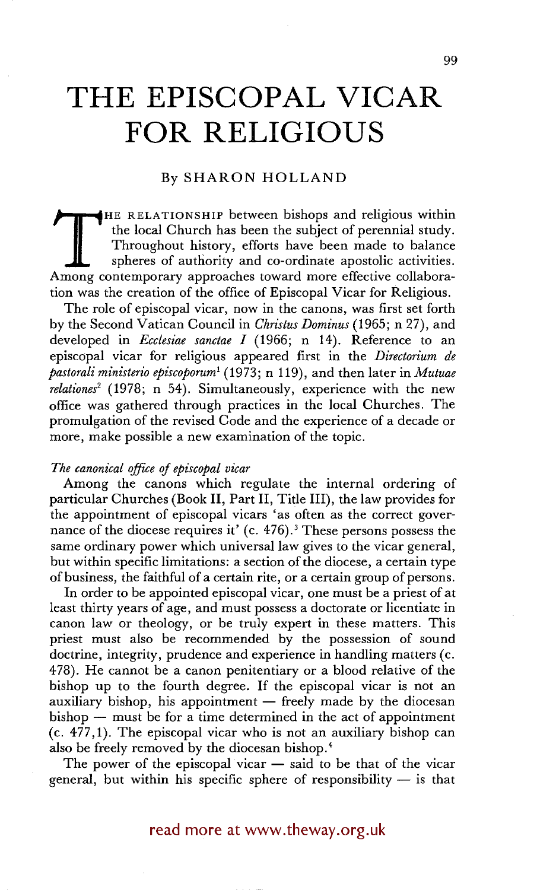# THE EPISCOPAL VICAR FOR RELIGIOUS

By SHARON HOLLAND

THE RELATIONSHIP between bishops and religious within the local Church has been the subject of perennial study. Throughout history, efforts have been made to balance spheres of authority and co-ordinate apostolic activities. Among contemporary approaches toward more effective collaboration was the creation of the office of Episcopal Vicar for Religious.

The role of episcopal vicar, now in the canons, was first set forth by the Second Vatican Council in *Christus Dominus* (1965; n 27), and developed in *Ecclesiae sanctae I* (1966; n 14). Reference to an episcopal vicar for religious appeared first in the *Directorium de pastorali ministerio episcoporum*[1] (1973; n 119), and then later in *Mutuae relationes*[2] (1978; n 54). Simultaneously, experience with the new office was gathered through practices in the local Churches. The promulgation of the revised Code and the experience of a decade or more, make possible a new examination of the topic.

### *The canonical office of episcopal vicar*

Among the canons which regulate the internal ordering of particular Churches (Book II, Part II, Title III), the law provides for the appointment of episcopal vicars 'as often as the correct governance of the diocese requires it' (c. 476).[3] These persons possess the same ordinary power which universal law gives to the vicar general, but within specific limitations: a section of the diocese, a certain type of business, the faithful of a certain rite, or a certain group of persons.

In order to be appointed episcopal vicar, one must be a priest of at least thirty years of age, and must possess a doctorate or licentiate in canon law or theology, or be truly expert in these matters. This priest must also be recommended by the possession of sound doctrine, integrity, prudence and experience in handling matters (c. 478). He cannot be a canon penitentiary or a blood relative of the bishop up to the fourth degree. If the episcopal vicar is not an auxiliary bishop, his appointment — freely made by the diocesan bishop — must be for a time determined in the act of appointment (c. 477,1). The episcopal vicar who is not an auxiliary bishop can also be freely removed by the diocesan bishop.[4]

The power of the episcopal vicar — said to be that of the vicar general, but within his specific sphere of responsibility — is that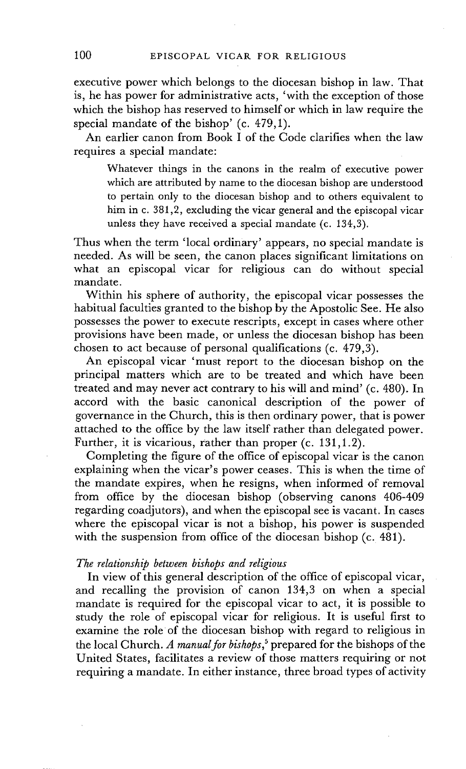executive power which belongs to the diocesan bishop in law. That is, he has power for administrative acts, 'with the exception of those which the bishop has reserved to himself or which in law require the special mandate of the bishop' (c. 479,1).

An earlier canon from Book I of the Code clarifies when the law requires a special mandate:

> Whatever things in the canons in the realm of executive power which are attributed by name to the diocesan bishop are understood to pertain only to the diocesan bishop and to others equivalent to him in c. 381,2, excluding the vicar general and the episcopal vicar unless they have received a special mandate (c. 134,3).

Thus when the term 'local ordinary' appears, no special mandate is needed. As will be seen, the canon places significant limitations on what an episcopal vicar for religious can do without special mandate.

Within his sphere of authority, the episcopal vicar possesses the habitual faculties granted to the bishop by the Apostolic See. He also possesses the power to execute rescripts, except in cases where other provisions have been made, or unless the diocesan bishop has been chosen to act because of personal qualifications (c. 479,3).

An episcopal vicar 'must report to the diocesan bishop on the principal matters which are to be treated and which have been treated and may never act contrary to his will and mind' (c. 480). In accord with the basic canonical description of the power of governance in the Church, this is then ordinary power, that is power attached to the office by the law itself rather than delegated power. Further, it is vicarious, rather than proper (c. 131,1.2).

Completing the figure of the office of episcopal vicar is the canon explaining when the vicar's power ceases. This is when the time of the mandate expires, when he resigns, when informed of removal from office by the diocesan bishop (observing canons 406-409 regarding coadjutors), and when the episcopal see is vacant. In cases where the episcopal vicar is not a bishop, his power is suspended with the suspension from office of the diocesan bishop (c. 481).

### *The relationship between bishops and religious*

In view of this general description of the office of episcopal vicar, and recalling the provision of canon 134,3 on when a special mandate is required for the episcopal vicar to act, it is possible to study the role of episcopal vicar for religious. It is useful first to examine the role of the diocesan bishop with regard to religious in the local Church. *A manual for bishops*,[5] prepared for the bishops of the United States, facilitates a review of those matters requiring or not requiring a mandate. In either instance, three broad types of activity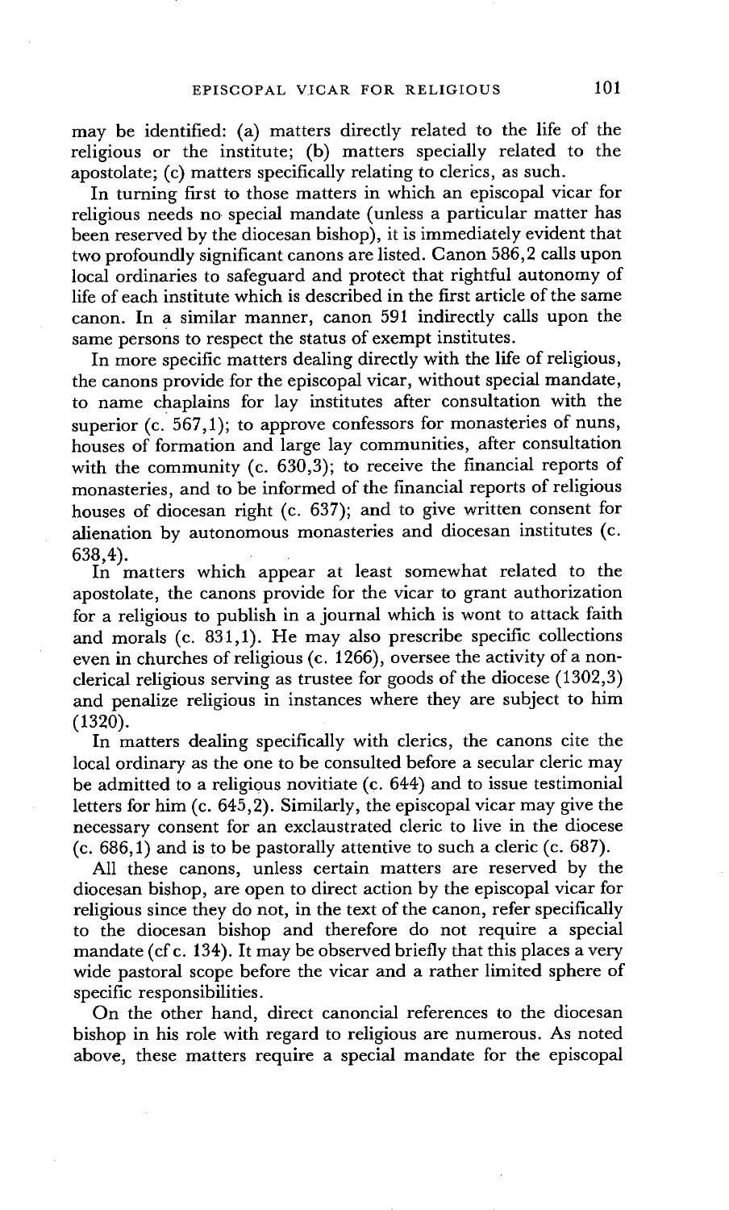may be identified: (a) matters directly related to the life of the religious or the institute; (b) matters specially related to the apostolate; (c) matters specifically relating to clerics, as such.

In turning first to those matters in which an episcopal vicar for religious needs no special mandate (unless a particular matter has been reserved by the diocesan bishop), it is immediately evident that two profoundly significant canons are listed. Canon 586,2 calls upon local ordinaries to safeguard and protect that rightful autonomy of life of each institute which is described in the first article of the same canon. In a similar manner, canon 591 indirectly calls upon the same persons to respect the status of exempt institutes.

In more specific matters dealing directly with the life of religious, the canons provide for the episcopal vicar, without special mandate, to name chaplains for lay institutes after consultation with the superior (c. 567,1); to approve confessors for monasteries of nuns, houses of formation and large lay communities, after consultation with the community (c. 630,3); to receive the financial reports of monasteries, and to be informed of the financial reports of religious houses of diocesan right (c. 637); and to give written consent for alienation by autonomous monasteries and diocesan institutes (c. 638,4).

In matters which appear at least somewhat related to the apostolate, the canons provide for the vicar to grant authorization for a religious to publish in a journal which is wont to attack faith and morals (c. 831,1). He may also prescribe specific collections even in churches of religious (c. 1266), oversee the activity of a non-clerical religious serving as trustee for goods of the diocese (1302,3) and penalize religious in instances where they are subject to him (1320).

In matters dealing specifically with clerics, the canons cite the local ordinary as the one to be consulted before a secular cleric may be admitted to a religious novitiate (c. 644) and to issue testimonial letters for him (c. 645,2). Similarly, the episcopal vicar may give the necessary consent for an exclaustrated cleric to live in the diocese (c. 686,1) and is to be pastorally attentive to such a cleric (c. 687).

All these canons, unless certain matters are reserved by the diocesan bishop, are open to direct action by the episcopal vicar for religious since they do not, in the text of the canon, refer specifically to the diocesan bishop and therefore do not require a special mandate (cf c. 134). It may be observed briefly that this places a very wide pastoral scope before the vicar and a rather limited sphere of specific responsibilities.

On the other hand, direct canoncial references to the diocesan bishop in his role with regard to religious are numerous. As noted above, these matters require a special mandate for the episcopal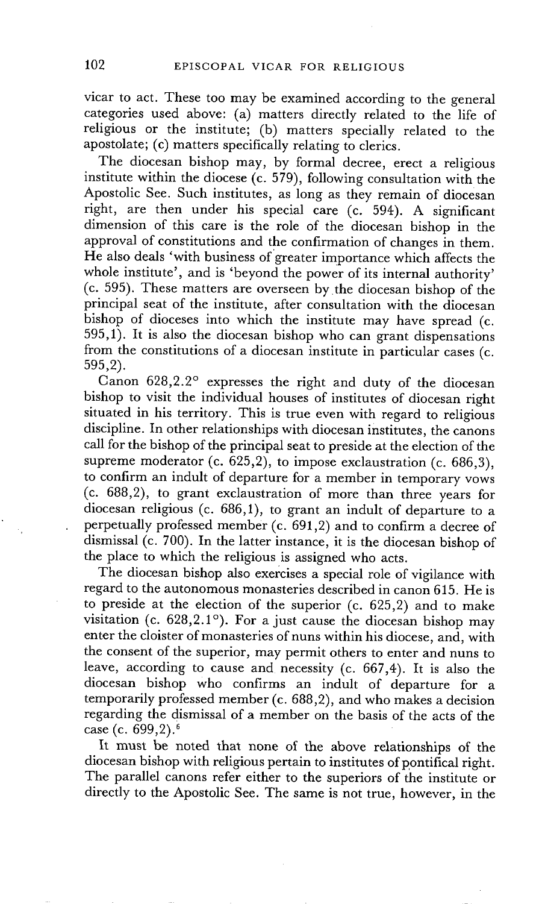vicar to act. These too may be examined according to the general categories used above: (a) matters directly related to the life of religious or the institute; (b) matters specially related to the apostolate; (c) matters specifically relating to clerics.

The diocesan bishop may, by formal decree, erect a religious institute within the diocese (c. 579), following consultation with the Apostolic See. Such institutes, as long as they remain of diocesan right, are then under his special care (c. 594). A significant dimension of this care is the role of the diocesan bishop in the approval of constitutions and the confirmation of changes in them. He also deals 'with business of greater importance which affects the whole institute', and is 'beyond the power of its internal authority' (c. 595). These matters are overseen by the diocesan bishop of the principal seat of the institute, after consultation with the diocesan bishop of dioceses into which the institute may have spread (c. 595,1). It is also the diocesan bishop who can grant dispensations from the constitutions of a diocesan institute in particular cases (c. 595,2).

Canon 628,2.2° expresses the right and duty of the diocesan bishop to visit the individual houses of institutes of diocesan right situated in his territory. This is true even with regard to religious discipline. In other relationships with diocesan institutes, the canons call for the bishop of the principal seat to preside at the election of the supreme moderator (c. 625,2), to impose exclaustration (c. 686,3), to confirm an indult of departure for a member in temporary vows (c. 688,2), to grant exclaustration of more than three years for diocesan religious (c. 686,1), to grant an indult of departure to a perpetually professed member (c. 691,2) and to confirm a decree of dismissal (c. 700). In the latter instance, it is the diocesan bishop of the place to which the religious is assigned who acts.

The diocesan bishop also exercises a special role of vigilance with regard to the autonomous monasteries described in canon 615. He is to preside at the election of the superior (c. 625,2) and to make visitation (c. 628,2.1°). For a just cause the diocesan bishop may enter the cloister of monasteries of nuns within his diocese, and, with the consent of the superior, may permit others to enter and nuns to leave, according to cause and necessity (c. 667,4). It is also the diocesan bishop who confirms an indult of departure for a temporarily professed member (c. 688,2), and who makes a decision regarding the dismissal of a member on the basis of the acts of the case (c. 699,2).[6]

It must be noted that none of the above relationships of the diocesan bishop with religious pertain to institutes of pontifical right. The parallel canons refer either to the superiors of the institute or directly to the Apostolic See. The same is not true, however, in the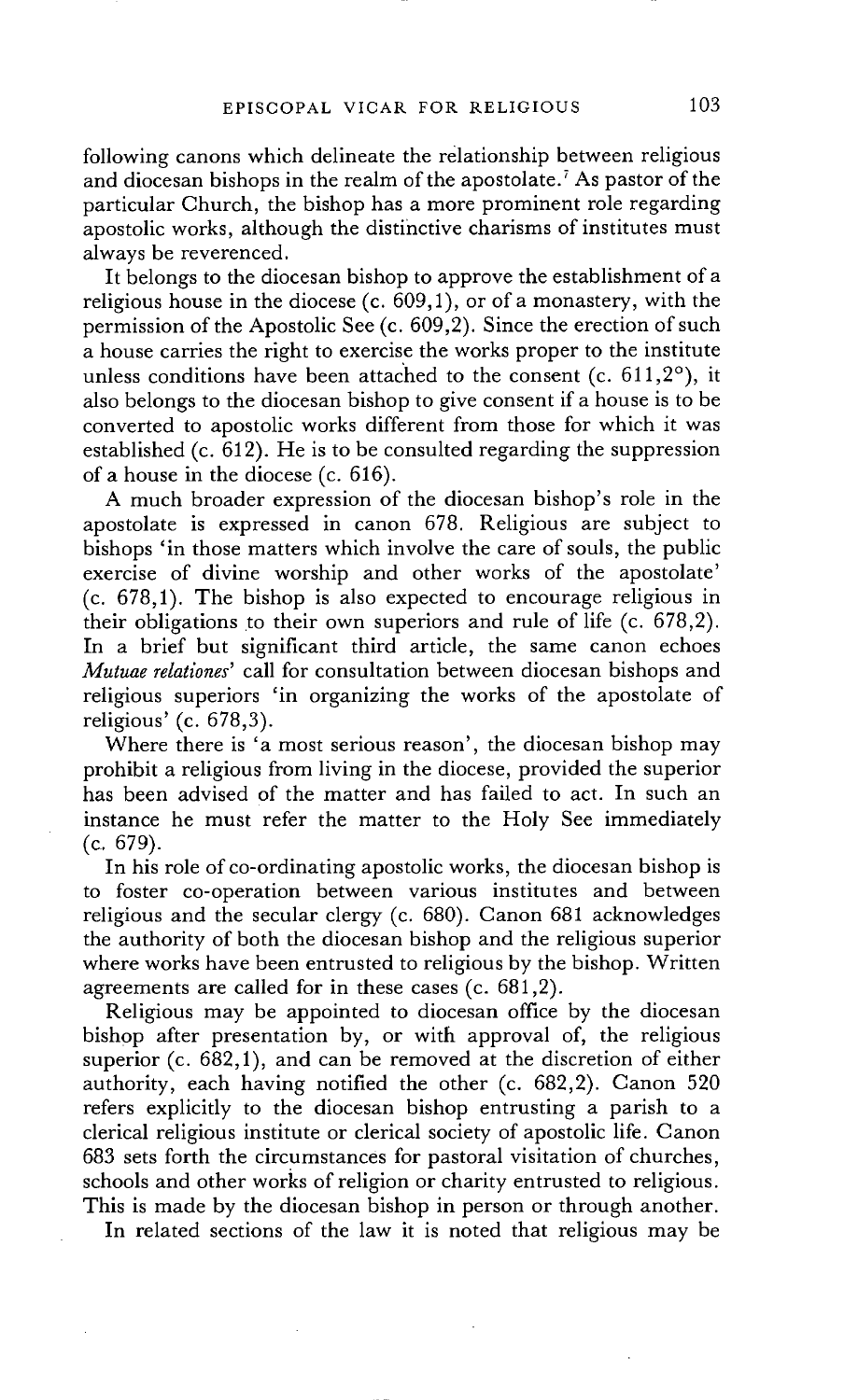following canons which delineate the relationship between religious and diocesan bishops in the realm of the apostolate.[7] As pastor of the particular Church, the bishop has a more prominent role regarding apostolic works, although the distinctive charisms of institutes must always be reverenced.

It belongs to the diocesan bishop to approve the establishment of a religious house in the diocese (c. 609,1), or of a monastery, with the permission of the Apostolic See (c. 609,2). Since the erection of such a house carries the right to exercise the works proper to the institute unless conditions have been attached to the consent (c. 611,2°), it also belongs to the diocesan bishop to give consent if a house is to be converted to apostolic works different from those for which it was established (c. 612). He is to be consulted regarding the suppression of a house in the diocese (c. 616).

A much broader expression of the diocesan bishop's role in the apostolate is expressed in canon 678. Religious are subject to bishops 'in those matters which involve the care of souls, the public exercise of divine worship and other works of the apostolate' (c. 678,1). The bishop is also expected to encourage religious in their obligations to their own superiors and rule of life (c. 678,2). In a brief but significant third article, the same canon echoes *Mutuae relationes*' call for consultation between diocesan bishops and religious superiors 'in organizing the works of the apostolate of religious' (c. 678,3).

Where there is 'a most serious reason', the diocesan bishop may prohibit a religious from living in the diocese, provided the superior has been advised of the matter and has failed to act. In such an instance he must refer the matter to the Holy See immediately (c. 679).

In his role of co-ordinating apostolic works, the diocesan bishop is to foster co-operation between various institutes and between religious and the secular clergy (c. 680). Canon 681 acknowledges the authority of both the diocesan bishop and the religious superior where works have been entrusted to religious by the bishop. Written agreements are called for in these cases (c. 681,2).

Religious may be appointed to diocesan office by the diocesan bishop after presentation by, or with approval of, the religious superior (c. 682,1), and can be removed at the discretion of either authority, each having notified the other (c. 682,2). Canon 520 refers explicitly to the diocesan bishop entrusting a parish to a clerical religious institute or clerical society of apostolic life. Canon 683 sets forth the circumstances for pastoral visitation of churches, schools and other works of religion or charity entrusted to religious. This is made by the diocesan bishop in person or through another.

In related sections of the law it is noted that religious may be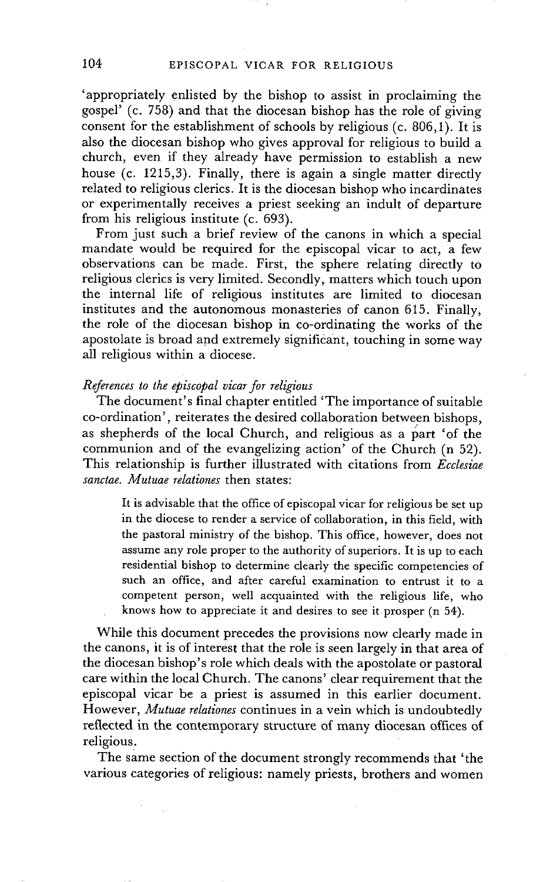'appropriately enlisted by the bishop to assist in proclaiming the gospel' (c. 758) and that the diocesan bishop has the role of giving consent for the establishment of schools by religious (c. 806,1). It is also the diocesan bishop who gives approval for religious to build a church, even if they already have permission to establish a new house (c. 1215,3). Finally, there is again a single matter directly related to religious clerics. It is the diocesan bishop who incardinates or experimentally receives a priest seeking an indult of departure from his religious institute (c. 693).

From just such a brief review of the canons in which a special mandate would be required for the episcopal vicar to act, a few observations can be made. First, the sphere relating directly to religious clerics is very limited. Secondly, matters which touch upon the internal life of religious institutes are limited to diocesan institutes and the autonomous monasteries of canon 615. Finally, the role of the diocesan bishop in co-ordinating the works of the apostolate is broad and extremely significant, touching in some way all religious within a diocese.

*References to the episcopal vicar for religious*

The document's final chapter entitled 'The importance of suitable co-ordination', reiterates the desired collaboration between bishops, as shepherds of the local Church, and religious as a part 'of the communion and of the evangelizing action' of the Church (n 52). This relationship is further illustrated with citations from *Ecclesiae sanctae*. *Mutuae relationes* then states:

> It is advisable that the office of episcopal vicar for religious be set up in the diocese to render a service of collaboration, in this field, with the pastoral ministry of the bishop. This office, however, does not assume any role proper to the authority of superiors. It is up to each residential bishop to determine clearly the specific competencies of such an office, and after careful examination to entrust it to a competent person, well acquainted with the religious life, who knows how to appreciate it and desires to see it prosper (n 54).

While this document precedes the provisions now clearly made in the canons, it is of interest that the role is seen largely in that area of the diocesan bishop's role which deals with the apostolate or pastoral care within the local Church. The canons' clear requirement that the episcopal vicar be a priest is assumed in this earlier document. However, *Mutuae relationes* continues in a vein which is undoubtedly reflected in the contemporary structure of many diocesan offices of religious.

The same section of the document strongly recommends that 'the various categories of religious: namely priests, brothers and women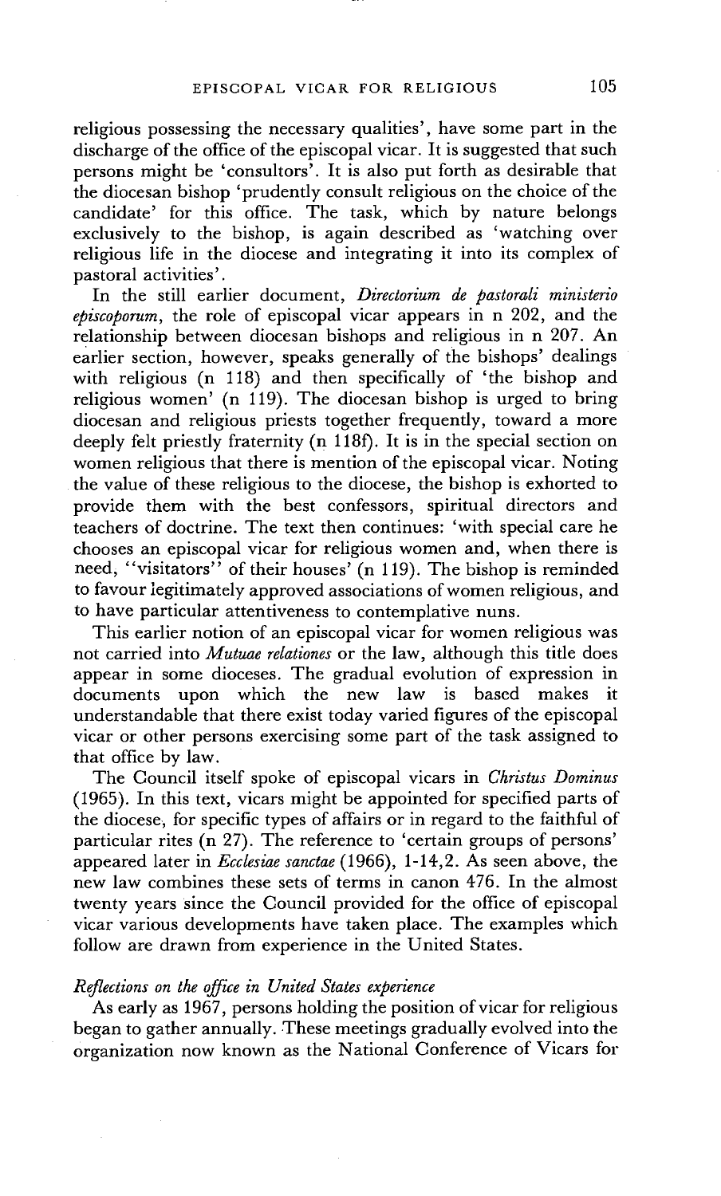religious possessing the necessary qualities', have some part in the discharge of the office of the episcopal vicar. It is suggested that such persons might be 'consultors'. It is also put forth as desirable that the diocesan bishop 'prudently consult religious on the choice of the candidate' for this office. The task, which by nature belongs exclusively to the bishop, is again described as 'watching over religious life in the diocese and integrating it into its complex of pastoral activities'.

In the still earlier document, *Directorium de pastorali ministerio episcoporum*, the role of episcopal vicar appears in n 202, and the relationship between diocesan bishops and religious in n 207. An earlier section, however, speaks generally of the bishops' dealings with religious (n 118) and then specifically of 'the bishop and religious women' (n 119). The diocesan bishop is urged to bring diocesan and religious priests together frequently, toward a more deeply felt priestly fraternity (n 118f). It is in the special section on women religious that there is mention of the episcopal vicar. Noting the value of these religious to the diocese, the bishop is exhorted to provide them with the best confessors, spiritual directors and teachers of doctrine. The text then continues: 'with special care he chooses an episcopal vicar for religious women and, when there is need, "visitators" of their houses' (n 119). The bishop is reminded to favour legitimately approved associations of women religious, and to have particular attentiveness to contemplative nuns.

This earlier notion of an episcopal vicar for women religious was not carried into *Mutuae relationes* or the law, although this title does appear in some dioceses. The gradual evolution of expression in documents upon which the new law is based makes it understandable that there exist today varied figures of the episcopal vicar or other persons exercising some part of the task assigned to that office by law.

The Council itself spoke of episcopal vicars in *Christus Dominus* (1965). In this text, vicars might be appointed for specified parts of the diocese, for specific types of affairs or in regard to the faithful of particular rites (n 27). The reference to 'certain groups of persons' appeared later in *Ecclesiae sanctae* (1966), 1-14,2. As seen above, the new law combines these sets of terms in canon 476. In the almost twenty years since the Council provided for the office of episcopal vicar various developments have taken place. The examples which follow are drawn from experience in the United States.

### *Reflections on the office in United States experience*

As early as 1967, persons holding the position of vicar for religious began to gather annually. These meetings gradually evolved into the organization now known as the National Conference of Vicars for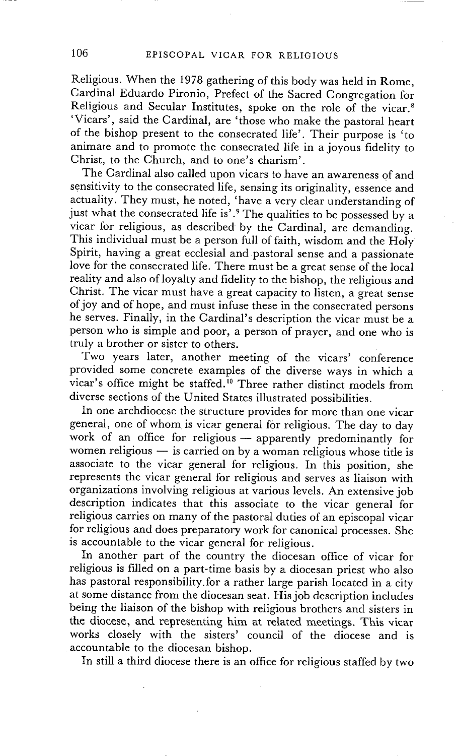Religious. When the 1978 gathering of this body was held in Rome, Cardinal Eduardo Pironio, Prefect of the Sacred Congregation for Religious and Secular Institutes, spoke on the role of the vicar.[8] 'Vicars', said the Cardinal, are 'those who make the pastoral heart of the bishop present to the consecrated life'. Their purpose is 'to animate and to promote the consecrated life in a joyous fidelity to Christ, to the Church, and to one's charism'.

The Cardinal also called upon vicars to have an awareness of and sensitivity to the consecrated life, sensing its originality, essence and actuality. They must, he noted, 'have a very clear understanding of just what the consecrated life is'.[9] The qualities to be possessed by a vicar for religious, as described by the Cardinal, are demanding. This individual must be a person full of faith, wisdom and the Holy Spirit, having a great ecclesial and pastoral sense and a passionate love for the consecrated life. There must be a great sense of the local reality and also of loyalty and fidelity to the bishop, the religious and Christ. The vicar must have a great capacity to listen, a great sense of joy and of hope, and must infuse these in the consecrated persons he serves. Finally, in the Cardinal's description the vicar must be a person who is simple and poor, a person of prayer, and one who is truly a brother or sister to others.

Two years later, another meeting of the vicars' conference provided some concrete examples of the diverse ways in which a vicar's office might be staffed.[10] Three rather distinct models from diverse sections of the United States illustrated possibilities.

In one archdiocese the structure provides for more than one vicar general, one of whom is vicar general for religious. The day to day work of an office for religious — apparently predominantly for women religious — is carried on by a woman religious whose title is associate to the vicar general for religious. In this position, she represents the vicar general for religious and serves as liaison with organizations involving religious at various levels. An extensive job description indicates that this associate to the vicar general for religious carries on many of the pastoral duties of an episcopal vicar for religious and does preparatory work for canonical processes. She is accountable to the vicar general for religious.

In another part of the country the diocesan office of vicar for religious is filled on a part-time basis by a diocesan priest who also has pastoral responsibility for a rather large parish located in a city at some distance from the diocesan seat. His job description includes being the liaison of the bishop with religious brothers and sisters in the diocese, and representing him at related meetings. This vicar works closely with the sisters' council of the diocese and is accountable to the diocesan bishop.

In still a third diocese there is an office for religious staffed by two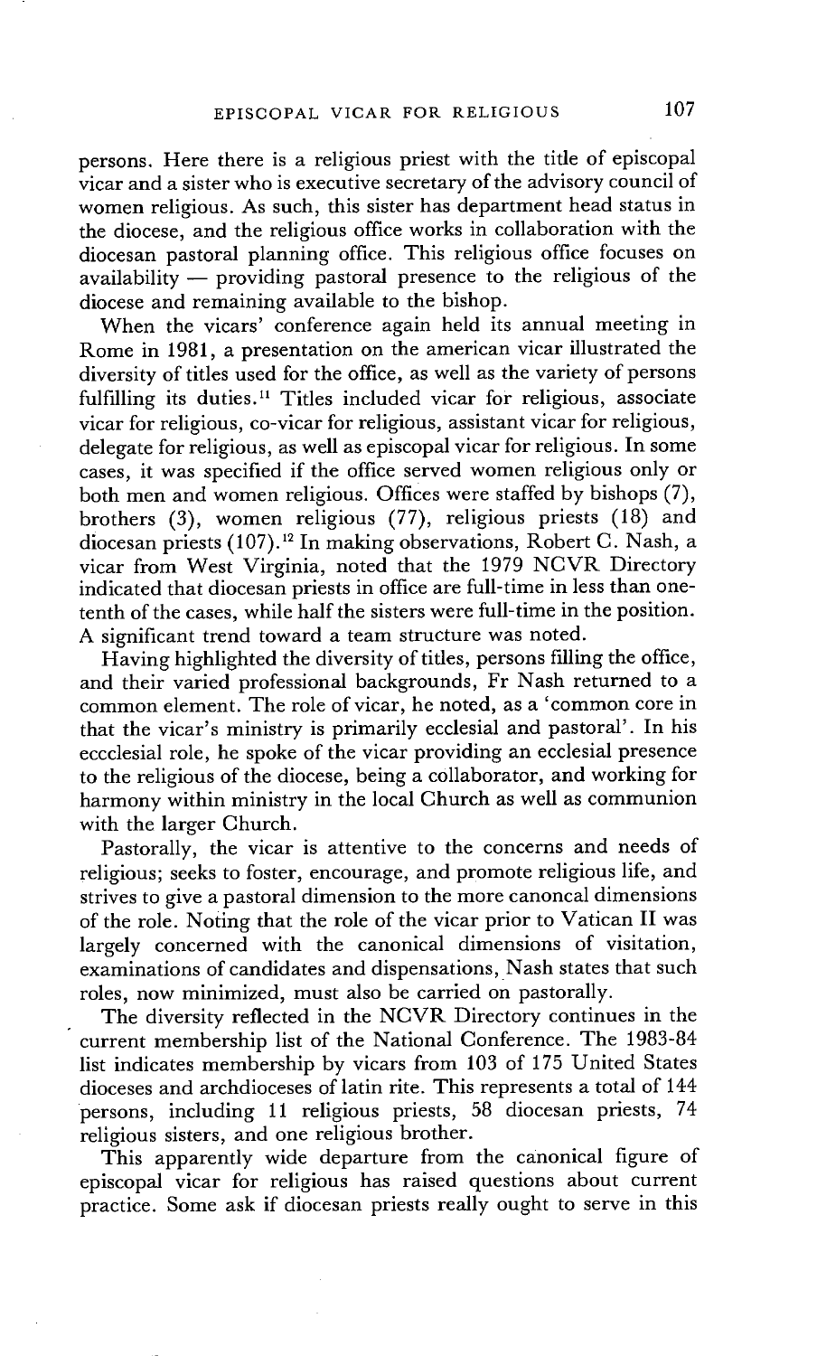persons. Here there is a religious priest with the title of episcopal vicar and a sister who is executive secretary of the advisory council of women religious. As such, this sister has department head status in the diocese, and the religious office works in collaboration with the diocesan pastoral planning office. This religious office focuses on availability — providing pastoral presence to the religious of the diocese and remaining available to the bishop.

When the vicars' conference again held its annual meeting in Rome in 1981, a presentation on the american vicar illustrated the diversity of titles used for the office, as well as the variety of persons fulfilling its duties.[11] Titles included vicar for religious, associate vicar for religious, co-vicar for religious, assistant vicar for religious, delegate for religious, as well as episcopal vicar for religious. In some cases, it was specified if the office served women religious only or both men and women religious. Offices were staffed by bishops (7), brothers (3), women religious (77), religious priests (18) and diocesan priests (107).[12] In making observations, Robert C. Nash, a vicar from West Virginia, noted that the 1979 NCVR Directory indicated that diocesan priests in office are full-time in less than one-tenth of the cases, while half the sisters were full-time in the position. A significant trend toward a team structure was noted.

Having highlighted the diversity of titles, persons filling the office, and their varied professional backgrounds, Fr Nash returned to a common element. The role of vicar, he noted, as a 'common core in that the vicar's ministry is primarily ecclesial and pastoral'. In his eccclesial role, he spoke of the vicar providing an ecclesial presence to the religious of the diocese, being a collaborator, and working for harmony within ministry in the local Church as well as communion with the larger Church.

Pastorally, the vicar is attentive to the concerns and needs of religious; seeks to foster, encourage, and promote religious life, and strives to give a pastoral dimension to the more canoncal dimensions of the role. Noting that the role of the vicar prior to Vatican II was largely concerned with the canonical dimensions of visitation, examinations of candidates and dispensations, Nash states that such roles, now minimized, must also be carried on pastorally.

The diversity reflected in the NCVR Directory continues in the current membership list of the National Conference. The 1983-84 list indicates membership by vicars from 103 of 175 United States dioceses and archdioceses of latin rite. This represents a total of 144 persons, including 11 religious priests, 58 diocesan priests, 74 religious sisters, and one religious brother.

This apparently wide departure from the canonical figure of episcopal vicar for religious has raised questions about current practice. Some ask if diocesan priests really ought to serve in this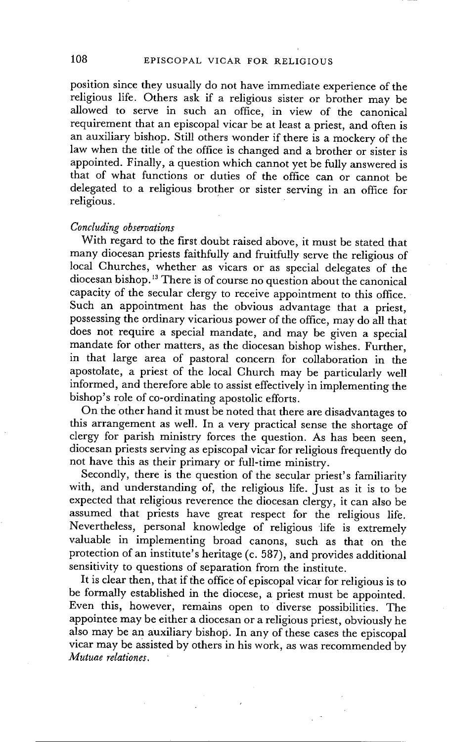position since they usually do not have immediate experience of the religious life. Others ask if a religious sister or brother may be allowed to serve in such an office, in view of the canonical requirement that an episcopal vicar be at least a priest, and often is an auxiliary bishop. Still others wonder if there is a mockery of the law when the title of the office is changed and a brother or sister is appointed. Finally, a question which cannot yet be fully answered is that of what functions or duties of the office can or cannot be delegated to a religious brother or sister serving in an office for religious.

*Concluding observations*

With regard to the first doubt raised above, it must be stated that many diocesan priests faithfully and fruitfully serve the religious of local Churches, whether as vicars or as special delegates of the diocesan bishop.[13] There is of course no question about the canonical capacity of the secular clergy to receive appointment to this office. Such an appointment has the obvious advantage that a priest, possessing the ordinary vicarious power of the office, may do all that does not require a special mandate, and may be given a special mandate for other matters, as the diocesan bishop wishes. Further, in that large area of pastoral concern for collaboration in the apostolate, a priest of the local Church may be particularly well informed, and therefore able to assist effectively in implementing the bishop's role of co-ordinating apostolic efforts.

On the other hand it must be noted that there are disadvantages to this arrangement as well. In a very practical sense the shortage of clergy for parish ministry forces the question. As has been seen, diocesan priests serving as episcopal vicar for religious frequently do not have this as their primary or full-time ministry.

Secondly, there is the question of the secular priest's familiarity with, and understanding of, the religious life. Just as it is to be expected that religious reverence the diocesan clergy, it can also be assumed that priests have great respect for the religious life. Nevertheless, personal knowledge of religious life is extremely valuable in implementing broad canons, such as that on the protection of an institute's heritage (c. 587), and provides additional sensitivity to questions of separation from the institute.

It is clear then, that if the office of episcopal vicar for religious is to be formally established in the diocese, a priest must be appointed. Even this, however, remains open to diverse possibilities. The appointee may be either a diocesan or a religious priest, obviously he also may be an auxiliary bishop. In any of these cases the episcopal vicar may be assisted by others in his work, as was recommended by *Mutuae relationes*.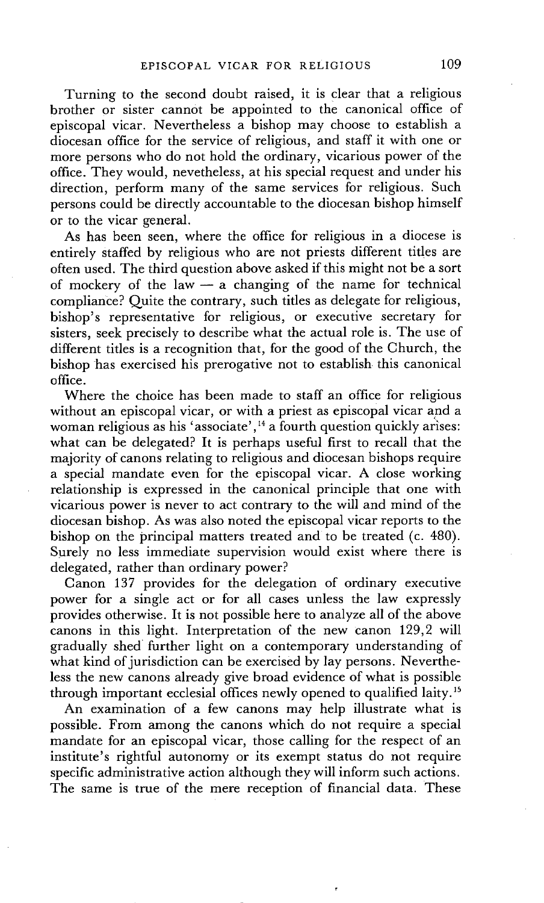Turning to the second doubt raised, it is clear that a religious brother or sister cannot be appointed to the canonical office of episcopal vicar. Nevertheless a bishop may choose to establish a diocesan office for the service of religious, and staff it with one or more persons who do not hold the ordinary, vicarious power of the office. They would, nevetheless, at his special request and under his direction, perform many of the same services for religious. Such persons could be directly accountable to the diocesan bishop himself or to the vicar general.

As has been seen, where the office for religious in a diocese is entirely staffed by religious who are not priests different titles are often used. The third question above asked if this might not be a sort of mockery of the law — a changing of the name for technical compliance? Quite the contrary, such titles as delegate for religious, bishop's representative for religious, or executive secretary for sisters, seek precisely to describe what the actual role is. The use of different titles is a recognition that, for the good of the Church, the bishop has exercised his prerogative not to establish this canonical office.

Where the choice has been made to staff an office for religious without an episcopal vicar, or with a priest as episcopal vicar and a woman religious as his 'associate',[14] a fourth question quickly arises: what can be delegated? It is perhaps useful first to recall that the majority of canons relating to religious and diocesan bishops require a special mandate even for the episcopal vicar. A close working relationship is expressed in the canonical principle that one with vicarious power is never to act contrary to the will and mind of the diocesan bishop. As was also noted the episcopal vicar reports to the bishop on the principal matters treated and to be treated (c. 480). Surely no less immediate supervision would exist where there is delegated, rather than ordinary power?

Canon 137 provides for the delegation of ordinary executive power for a single act or for all cases unless the law expressly provides otherwise. It is not possible here to analyze all of the above canons in this light. Interpretation of the new canon 129,2 will gradually shed further light on a contemporary understanding of what kind of jurisdiction can be exercised by lay persons. Nevertheless the new canons already give broad evidence of what is possible through important ecclesial offices newly opened to qualified laity.[15]

An examination of a few canons may help illustrate what is possible. From among the canons which do not require a special mandate for an episcopal vicar, those calling for the respect of an institute's rightful autonomy or its exempt status do not require specific administrative action although they will inform such actions. The same is true of the mere reception of financial data. These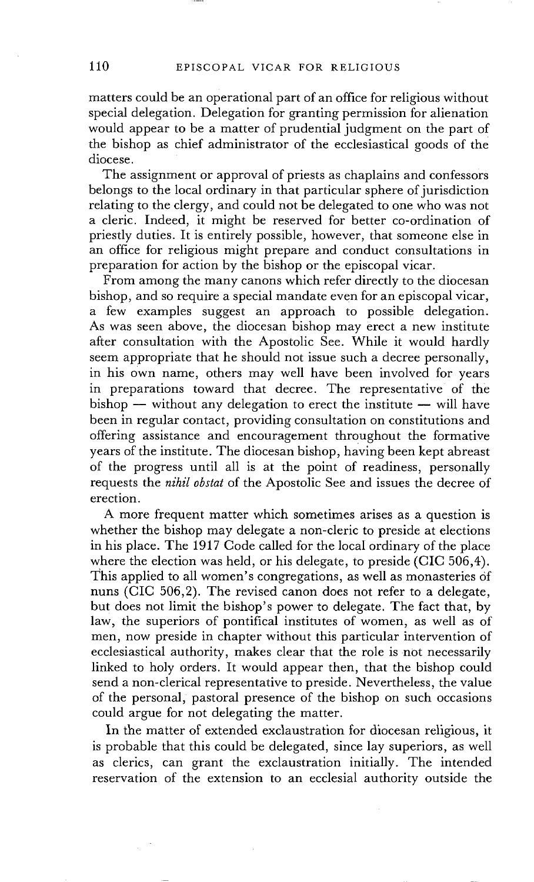matters could be an operational part of an office for religious without special delegation. Delegation for granting permission for alienation would appear to be a matter of prudential judgment on the part of the bishop as chief administrator of the ecclesiastical goods of the diocese.

The assignment or approval of priests as chaplains and confessors belongs to the local ordinary in that particular sphere of jurisdiction relating to the clergy, and could not be delegated to one who was not a cleric. Indeed, it might be reserved for better co-ordination of priestly duties. It is entirely possible, however, that someone else in an office for religious might prepare and conduct consultations in preparation for action by the bishop or the episcopal vicar.

From among the many canons which refer directly to the diocesan bishop, and so require a special mandate even for an episcopal vicar, a few examples suggest an approach to possible delegation. As was seen above, the diocesan bishop may erect a new institute after consultation with the Apostolic See. While it would hardly seem appropriate that he should not issue such a decree personally, in his own name, others may well have been involved for years in preparations toward that decree. The representative of the bishop — without any delegation to erect the institute — will have been in regular contact, providing consultation on constitutions and offering assistance and encouragement throughout the formative years of the institute. The diocesan bishop, having been kept abreast of the progress until all is at the point of readiness, personally requests the *nihil obstat* of the Apostolic See and issues the decree of erection.

A more frequent matter which sometimes arises as a question is whether the bishop may delegate a non-cleric to preside at elections in his place. The 1917 Code called for the local ordinary of the place where the election was held, or his delegate, to preside (CIC 506,4). This applied to all women's congregations, as well as monasteries of nuns (CIC 506,2). The revised canon does not refer to a delegate, but does not limit the bishop's power to delegate. The fact that, by law, the superiors of pontifical institutes of women, as well as of men, now preside in chapter without this particular intervention of ecclesiastical authority, makes clear that the role is not necessarily linked to holy orders. It would appear then, that the bishop could send a non-clerical representative to preside. Nevertheless, the value of the personal, pastoral presence of the bishop on such occasions could argue for not delegating the matter.

In the matter of extended exclaustration for diocesan religious, it is probable that this could be delegated, since lay superiors, as well as clerics, can grant the exclaustration initially. The intended reservation of the extension to an ecclesial authority outside the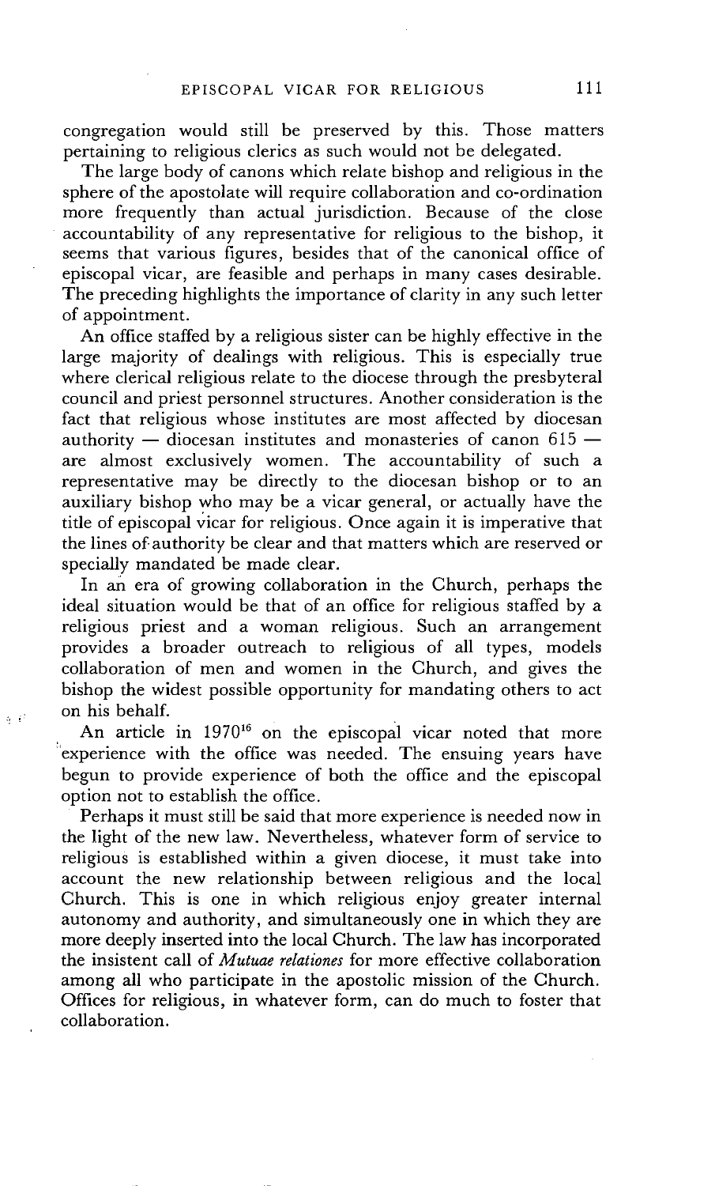congregation would still be preserved by this. Those matters pertaining to religious clerics as such would not be delegated.

The large body of canons which relate bishop and religious in the sphere of the apostolate will require collaboration and co-ordination more frequently than actual jurisdiction. Because of the close accountability of any representative for religious to the bishop, it seems that various figures, besides that of the canonical office of episcopal vicar, are feasible and perhaps in many cases desirable. The preceding highlights the importance of clarity in any such letter of appointment.

An office staffed by a religious sister can be highly effective in the large majority of dealings with religious. This is especially true where clerical religious relate to the diocese through the presbyteral council and priest personnel structures. Another consideration is the fact that religious whose institutes are most affected by diocesan authority — diocesan institutes and monasteries of canon 615 — are almost exclusively women. The accountability of such a representative may be directly to the diocesan bishop or to an auxiliary bishop who may be a vicar general, or actually have the title of episcopal vicar for religious. Once again it is imperative that the lines of authority be clear and that matters which are reserved or specially mandated be made clear.

In an era of growing collaboration in the Church, perhaps the ideal situation would be that of an office for religious staffed by a religious priest and a woman religious. Such an arrangement provides a broader outreach to religious of all types, models collaboration of men and women in the Church, and gives the bishop the widest possible opportunity for mandating others to act on his behalf.

An article in 1970[16] on the episcopal vicar noted that more experience with the office was needed. The ensuing years have begun to provide experience of both the office and the episcopal option not to establish the office.

Perhaps it must still be said that more experience is needed now in the light of the new law. Nevertheless, whatever form of service to religious is established within a given diocese, it must take into account the new relationship between religious and the local Church. This is one in which religious enjoy greater internal autonomy and authority, and simultaneously one in which they are more deeply inserted into the local Church. The law has incorporated the insistent call of *Mutuae relationes* for more effective collaboration among all who participate in the apostolic mission of the Church. Offices for religious, in whatever form, can do much to foster that collaboration.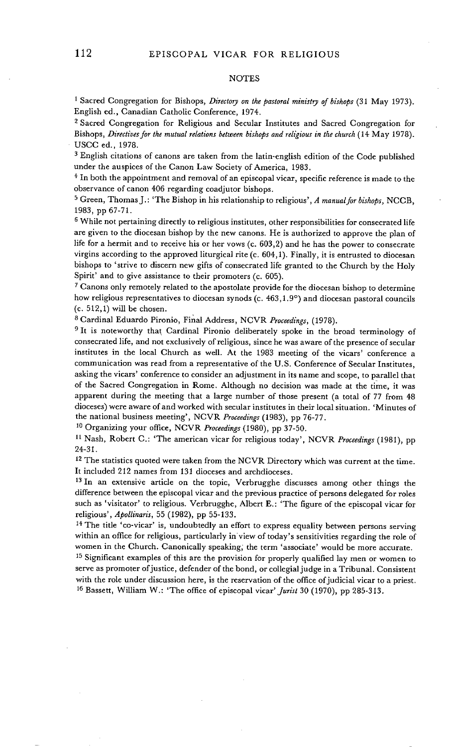## NOTES

[1] Sacred Congregation for Bishops, *Directory on the pastoral ministry of bishops* (31 May 1973). English ed., Canadian Catholic Conference, 1974.

[2] Sacred Congregation for Religious and Secular Institutes and Sacred Congregation for Bishops, *Directives for the mutual relations between bishops and religious in the church* (14 May 1978). USCC ed., 1978.

[3] English citations of canons are taken from the latin-english edition of the Code published under the auspices of the Canon Law Society of America, 1983.

[4] In both the appointment and removal of an episcopal vicar, specific reference is made to the observance of canon 406 regarding coadjutor bishops.

[5] Green, Thomas J.: 'The Bishop in his relationship to religious', *A manual for bishops*, NCCB, 1983, pp 67-71.

[6] While not pertaining directly to religious institutes, other responsibilities for consecrated life are given to the diocesan bishop by the new canons. He is authorized to approve the plan of life for a hermit and to receive his or her vows (c. 603,2) and he has the power to consecrate virgins according to the approved liturgical rite (c. 604,1). Finally, it is entrusted to diocesan bishops to 'strive to discern new gifts of consecrated life granted to the Church by the Holy Spirit' and to give assistance to their promoters (c. 605).

[7] Canons only remotely related to the apostolate provide for the diocesan bishop to determine how religious representatives to diocesan synods (c. 463,1.9°) and diocesan pastoral councils (c. 512,1) will be chosen.

[8] Cardinal Eduardo Pironio, Final Address, NCVR *Proceedings*, (1978).

[9] It is noteworthy that Cardinal Pironio deliberately spoke in the broad terminology of consecrated life, and not exclusively of religious, since he was aware of the presence of secular institutes in the local Church as well. At the 1983 meeting of the vicars' conference a communication was read from a representative of the U.S. Conference of Secular Institutes, asking the vicars' conference to consider an adjustment in its name and scope, to parallel that of the Sacred Congregation in Rome. Although no decision was made at the time, it was apparent during the meeting that a large number of those present (a total of 77 from 48 dioceses) were aware of and worked with secular institutes in their local situation. 'Minutes of the national business meeting', NCVR *Proceedings* (1983), pp 76-77.

[10] Organizing your office, NCVR *Proceedings* (1980), pp 37-50.

[11] Nash, Robert C.: 'The american vicar for religious today', NCVR *Proceedings* (1981), pp 24-31.

[12] The statistics quoted were taken from the NCVR Directory which was current at the time. It included 212 names from 131 dioceses and archdioceses.

[13] In an extensive article on the topic, Verbrugghe discusses among other things the difference between the episcopal vicar and the previous practice of persons delegated for roles such as 'visitator' to religious. Verbrugghe, Albert E.: 'The figure of the episcopal vicar for religious', *Apollinaris*, 55 (1982), pp 55-133.

[14] The title 'co-vicar' is, undoubtedly an effort to express equality between persons serving within an office for religious, particularly in view of today's sensitivities regarding the role of women in the Church. Canonically speaking, the term 'associate' would be more accurate.

[15] Significant examples of this are the provision for properly qualified lay men or women to serve as promoter of justice, defender of the bond, or collegial judge in a Tribunal. Consistent with the role under discussion here, is the reservation of the office of judicial vicar to a priest.

[16] Bassett, William W.: 'The office of episcopal vicar' *Jurist* 30 (1970), pp 285-313.